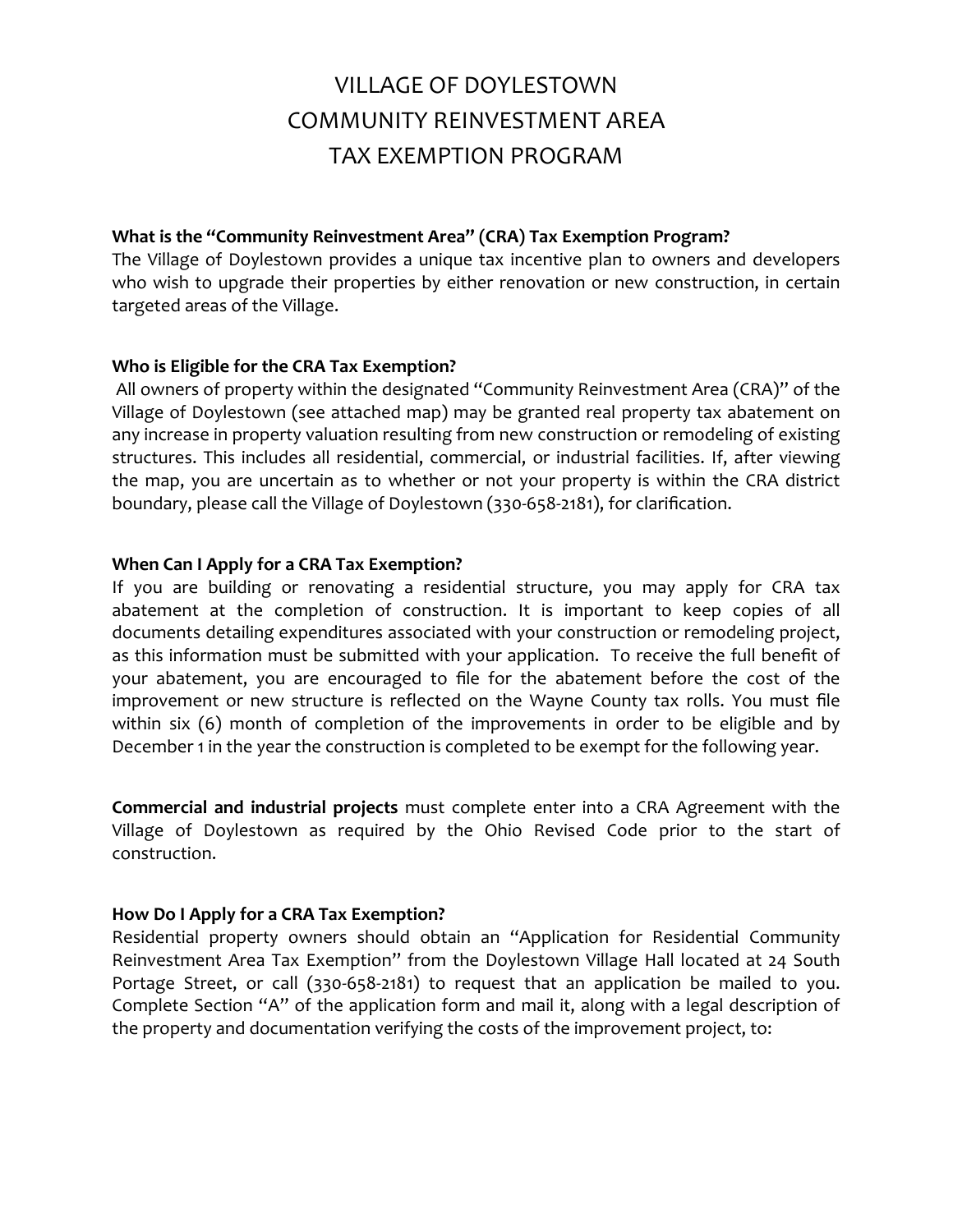# VILLAGE OF DOYLESTOWN
# COMMUNITY REINVESTMENT AREA
# TAX EXEMPTION PROGRAM

**What is the "Community Reinvestment Area" (CRA) Tax Exemption Program?**

The Village of Doylestown provides a unique tax incentive plan to owners and developers who wish to upgrade their properties by either renovation or new construction, in certain targeted areas of the Village.

**Who is Eligible for the CRA Tax Exemption?**

All owners of property within the designated "Community Reinvestment Area (CRA)" of the Village of Doylestown (see attached map) may be granted real property tax abatement on any increase in property valuation resulting from new construction or remodeling of existing structures. This includes all residential, commercial, or industrial facilities. If, after viewing the map, you are uncertain as to whether or not your property is within the CRA district boundary, please call the Village of Doylestown (330-658-2181), for clarification.

**When Can I Apply for a CRA Tax Exemption?**

If you are building or renovating a residential structure, you may apply for CRA tax abatement at the completion of construction. It is important to keep copies of all documents detailing expenditures associated with your construction or remodeling project, as this information must be submitted with your application. To receive the full benefit of your abatement, you are encouraged to file for the abatement before the cost of the improvement or new structure is reflected on the Wayne County tax rolls. You must file within six (6) month of completion of the improvements in order to be eligible and by December 1 in the year the construction is completed to be exempt for the following year.

**Commercial and industrial projects** must complete enter into a CRA Agreement with the Village of Doylestown as required by the Ohio Revised Code prior to the start of construction.

**How Do I Apply for a CRA Tax Exemption?**

Residential property owners should obtain an "Application for Residential Community Reinvestment Area Tax Exemption" from the Doylestown Village Hall located at 24 South Portage Street, or call (330-658-2181) to request that an application be mailed to you. Complete Section "A" of the application form and mail it, along with a legal description of the property and documentation verifying the costs of the improvement project, to: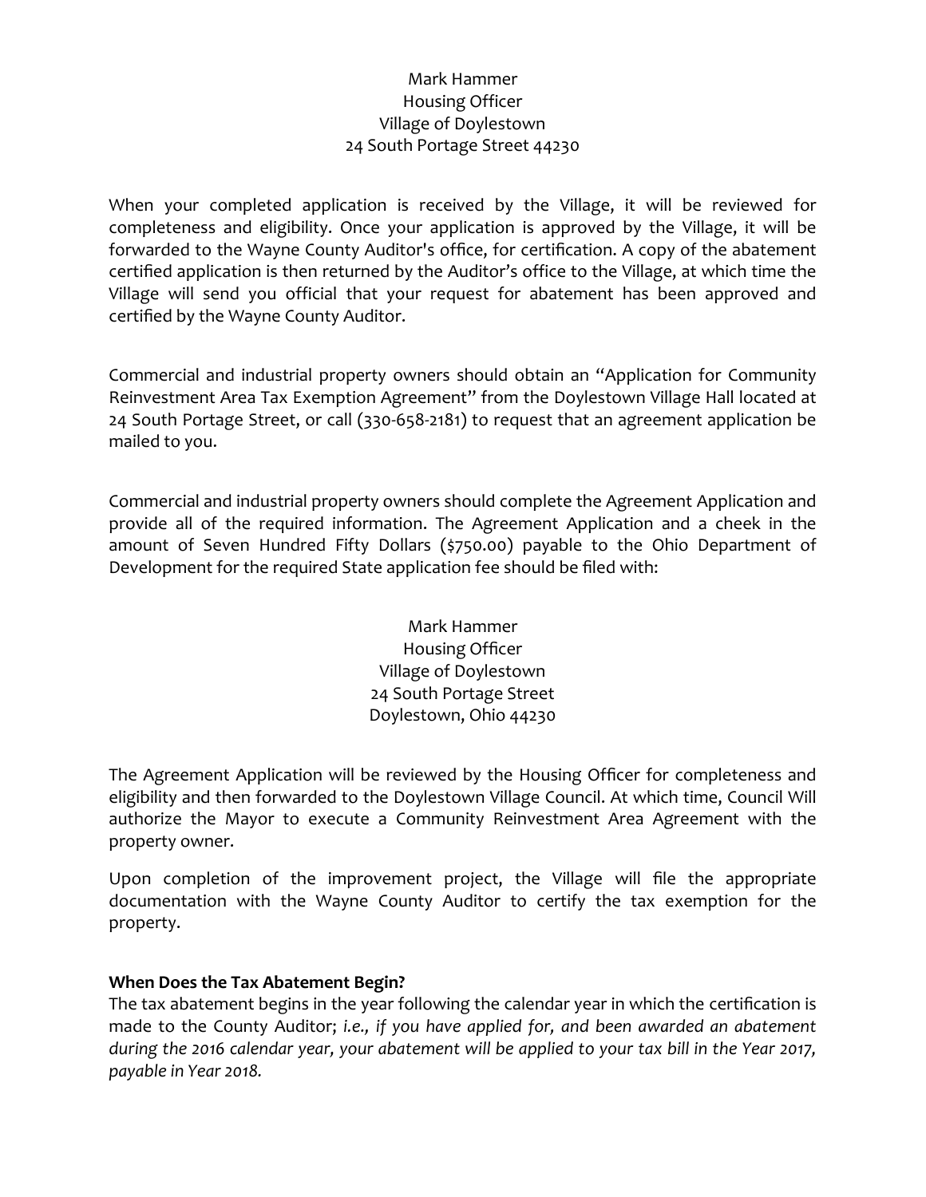Mark Hammer
Housing Officer
Village of Doylestown
24 South Portage Street 44230

When your completed application is received by the Village, it will be reviewed for completeness and eligibility. Once your application is approved by the Village, it will be forwarded to the Wayne County Auditor's office, for certification. A copy of the abatement certified application is then returned by the Auditor's office to the Village, at which time the Village will send you official that your request for abatement has been approved and certified by the Wayne County Auditor.

Commercial and industrial property owners should obtain an "Application for Community Reinvestment Area Tax Exemption Agreement" from the Doylestown Village Hall located at 24 South Portage Street, or call (330-658-2181) to request that an agreement application be mailed to you.

Commercial and industrial property owners should complete the Agreement Application and provide all of the required information. The Agreement Application and a cheek in the amount of Seven Hundred Fifty Dollars ($750.00) payable to the Ohio Department of Development for the required State application fee should be filed with:

Mark Hammer
Housing Officer
Village of Doylestown
24 South Portage Street
Doylestown, Ohio 44230

The Agreement Application will be reviewed by the Housing Officer for completeness and eligibility and then forwarded to the Doylestown Village Council. At which time, Council Will authorize the Mayor to execute a Community Reinvestment Area Agreement with the property owner.

Upon completion of the improvement project, the Village will file the appropriate documentation with the Wayne County Auditor to certify the tax exemption for the property.

**When Does the Tax Abatement Begin?**

The tax abatement begins in the year following the calendar year in which the certification is made to the County Auditor; *i.e., if you have applied for, and been awarded an abatement during the 2016 calendar year, your abatement will be applied to your tax bill in the Year 2017, payable in Year 2018.*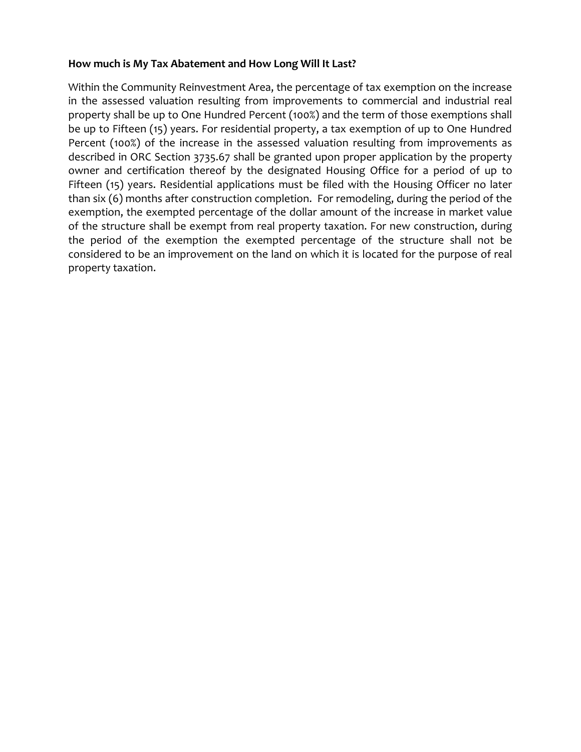**How much is My Tax Abatement and How Long Will It Last?**

Within the Community Reinvestment Area, the percentage of tax exemption on the increase in the assessed valuation resulting from improvements to commercial and industrial real property shall be up to One Hundred Percent (100%) and the term of those exemptions shall be up to Fifteen (15) years. For residential property, a tax exemption of up to One Hundred Percent (100%) of the increase in the assessed valuation resulting from improvements as described in ORC Section 3735.67 shall be granted upon proper application by the property owner and certification thereof by the designated Housing Office for a period of up to Fifteen (15) years. Residential applications must be filed with the Housing Officer no later than six (6) months after construction completion. For remodeling, during the period of the exemption, the exempted percentage of the dollar amount of the increase in market value of the structure shall be exempt from real property taxation. For new construction, during the period of the exemption the exempted percentage of the structure shall not be considered to be an improvement on the land on which it is located for the purpose of real property taxation.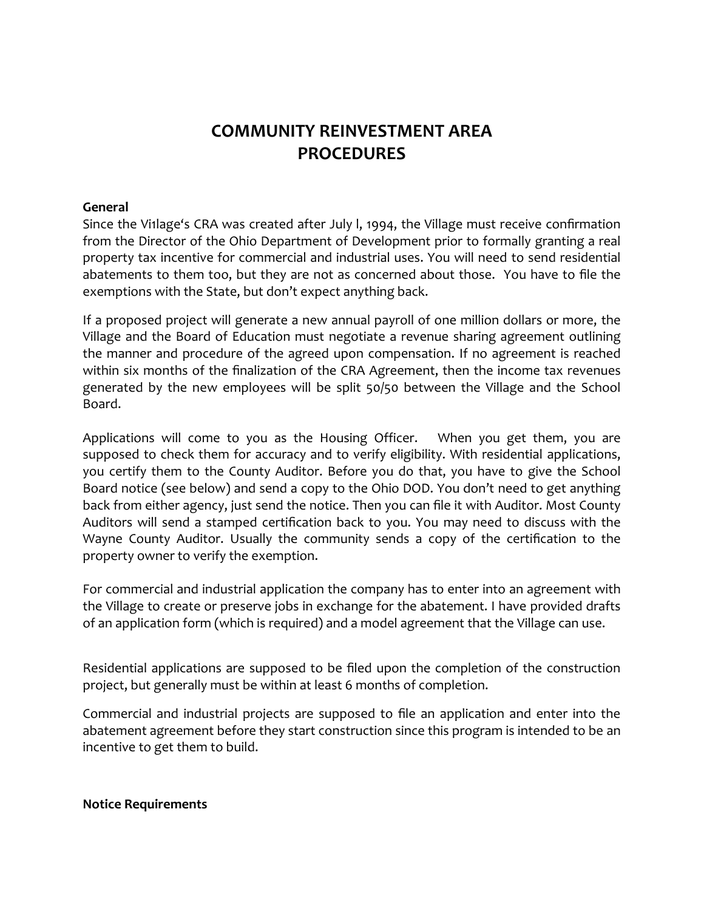# COMMUNITY REINVESTMENT AREA PROCEDURES

**General**

Since the Vi1lage's CRA was created after July l, 1994, the Village must receive confirmation from the Director of the Ohio Department of Development prior to formally granting a real property tax incentive for commercial and industrial uses. You will need to send residential abatements to them too, but they are not as concerned about those. You have to file the exemptions with the State, but don't expect anything back.

If a proposed project will generate a new annual payroll of one million dollars or more, the Village and the Board of Education must negotiate a revenue sharing agreement outlining the manner and procedure of the agreed upon compensation. If no agreement is reached within six months of the finalization of the CRA Agreement, then the income tax revenues generated by the new employees will be split 50/50 between the Village and the School Board.

Applications will come to you as the Housing Officer. When you get them, you are supposed to check them for accuracy and to verify eligibility. With residential applications, you certify them to the County Auditor. Before you do that, you have to give the School Board notice (see below) and send a copy to the Ohio DOD. You don't need to get anything back from either agency, just send the notice. Then you can file it with Auditor. Most County Auditors will send a stamped certification back to you. You may need to discuss with the Wayne County Auditor. Usually the community sends a copy of the certification to the property owner to verify the exemption.

For commercial and industrial application the company has to enter into an agreement with the Village to create or preserve jobs in exchange for the abatement. I have provided drafts of an application form (which is required) and a model agreement that the Village can use.

Residential applications are supposed to be filed upon the completion of the construction project, but generally must be within at least 6 months of completion.

Commercial and industrial projects are supposed to file an application and enter into the abatement agreement before they start construction since this program is intended to be an incentive to get them to build.

**Notice Requirements**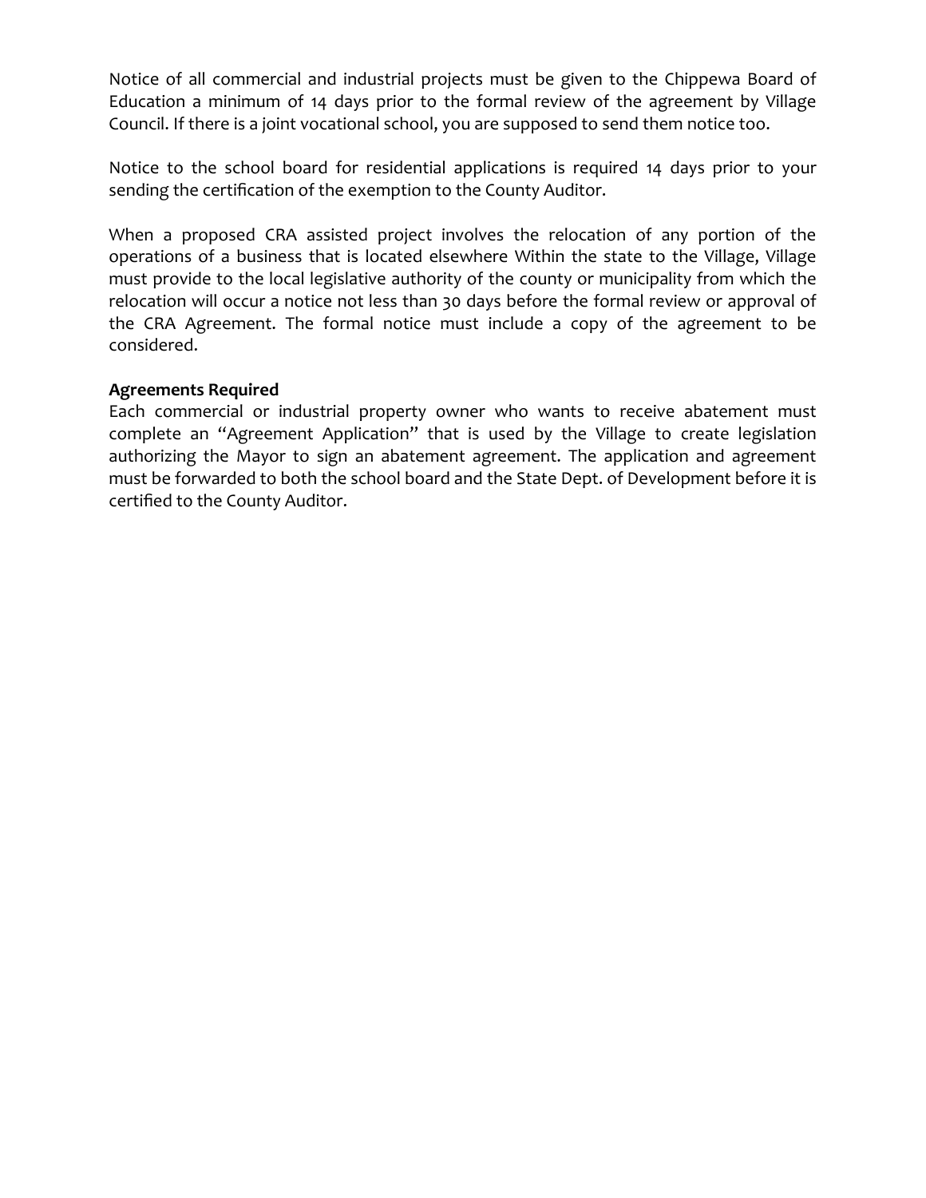Notice of all commercial and industrial projects must be given to the Chippewa Board of Education a minimum of 14 days prior to the formal review of the agreement by Village Council. If there is a joint vocational school, you are supposed to send them notice too.

Notice to the school board for residential applications is required 14 days prior to your sending the certification of the exemption to the County Auditor.

When a proposed CRA assisted project involves the relocation of any portion of the operations of a business that is located elsewhere Within the state to the Village, Village must provide to the local legislative authority of the county or municipality from which the relocation will occur a notice not less than 30 days before the formal review or approval of the CRA Agreement. The formal notice must include a copy of the agreement to be considered.

**Agreements Required**

Each commercial or industrial property owner who wants to receive abatement must complete an "Agreement Application" that is used by the Village to create legislation authorizing the Mayor to sign an abatement agreement. The application and agreement must be forwarded to both the school board and the State Dept. of Development before it is certified to the County Auditor.